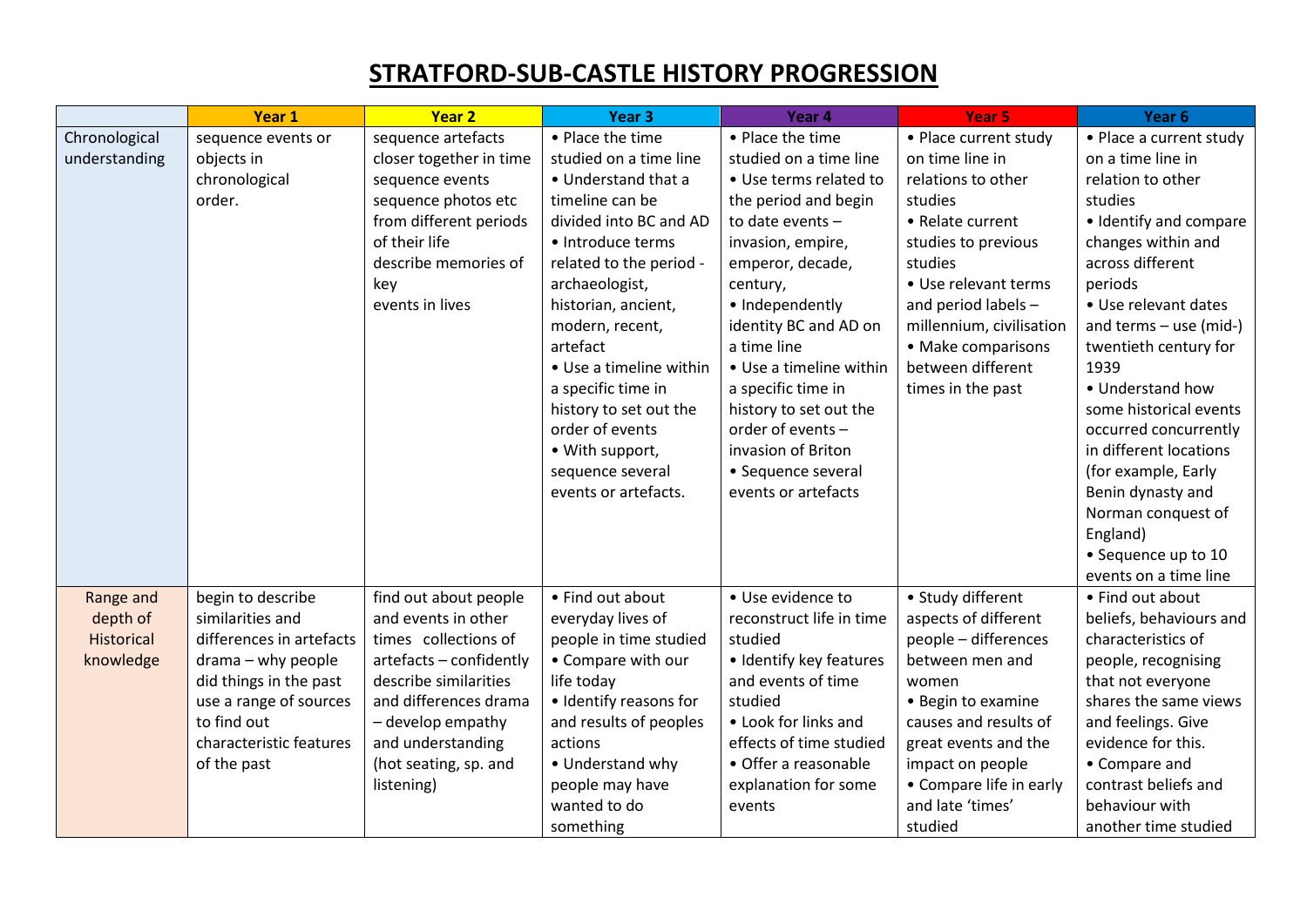# STRATFORD-SUB-CASTLE HISTORY PROGRESSION

| | Year 1 | Year 2 | Year 3 | Year 4 | Year 5 | Year 6 |
|---|---|---|---|---|---|---|
| Chronological understanding | sequence events or objects in chronological order. | sequence artefacts closer together in time sequence events sequence photos etc from different periods of their life describe memories of key events in lives | • Place the time studied on a time line<br>• Understand that a timeline can be divided into BC and AD<br>• Introduce terms related to the period - archaeologist, historian, ancient, modern, recent, artefact<br>• Use a timeline within a specific time in history to set out the order of events<br>• With support, sequence several events or artefacts. | • Place the time studied on a time line<br>• Use terms related to the period and begin to date events – invasion, empire, emperor, decade, century,<br>• Independently identity BC and AD on a time line<br>• Use a timeline within a specific time in history to set out the order of events – invasion of Briton<br>• Sequence several events or artefacts | • Place current study on time line in relations to other studies<br>• Relate current studies to previous studies<br>• Use relevant terms and period labels – millennium, civilisation<br>• Make comparisons between different times in the past | • Place a current study on a time line in relation to other studies<br>• Identify and compare changes within and across different periods<br>• Use relevant dates and terms – use (mid-) twentieth century for 1939<br>• Understand how some historical events occurred concurrently in different locations (for example, Early Benin dynasty and Norman conquest of England)<br>• Sequence up to 10 events on a time line |
| Range and depth of Historical knowledge | begin to describe similarities and differences in artefacts drama – why people did things in the past use a range of sources to find out characteristic features of the past | find out about people and events in other times collections of artefacts – confidently describe similarities and differences drama – develop empathy and understanding (hot seating, sp. and listening) | • Find out about everyday lives of people in time studied<br>• Compare with our life today<br>• Identify reasons for and results of peoples actions<br>• Understand why people may have wanted to do something | • Use evidence to reconstruct life in time studied<br>• Identify key features and events of time studied<br>• Look for links and effects of time studied<br>• Offer a reasonable explanation for some events | • Study different aspects of different people – differences between men and women<br>• Begin to examine causes and results of great events and the impact on people<br>• Compare life in early and late 'times' studied | • Find out about beliefs, behaviours and characteristics of people, recognising that not everyone shares the same views and feelings. Give evidence for this.<br>• Compare and contrast beliefs and behaviour with another time studied |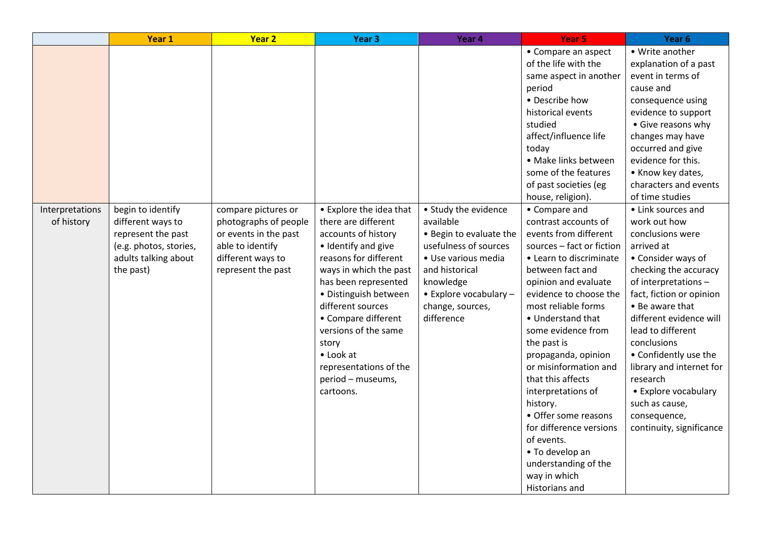| | Year 1 | Year 2 | Year 3 | Year 4 | Year 5 | Year 6 |
|---|---|---|---|---|---|---|
| | | | | | • Compare an aspect of the life with the same aspect in another period<br>• Describe how historical events studied affect/influence life today<br>• Make links between some of the features of past societies (eg house, religion). | • Write another explanation of a past event in terms of cause and consequence using evidence to support<br>• Give reasons why changes may have occurred and give evidence for this.<br>• Know key dates, characters and events of time studies |
| Interpretations of history | begin to identify different ways to represent the past (e.g. photos, stories, adults talking about the past) | compare pictures or photographs of people or events in the past able to identify different ways to represent the past | • Explore the idea that there are different accounts of history<br>• Identify and give reasons for different ways in which the past has been represented<br>• Distinguish between different sources<br>• Compare different versions of the same story<br>• Look at representations of the period – museums, cartoons. | • Study the evidence available<br>• Begin to evaluate the usefulness of sources<br>• Use various media and historical knowledge<br>• Explore vocabulary – change, sources, difference | • Compare and contrast accounts of events from different sources – fact or fiction<br>• Learn to discriminate between fact and opinion and evaluate evidence to choose the most reliable forms<br>• Understand that some evidence from the past is propaganda, opinion or misinformation and that this affects interpretations of history.<br>• Offer some reasons for difference versions of events.<br>• To develop an understanding of the way in which Historians and | • Link sources and work out how conclusions were arrived at<br>• Consider ways of checking the accuracy of interpretations – fact, fiction or opinion<br>• Be aware that different evidence will lead to different conclusions<br>• Confidently use the library and internet for research<br>• Explore vocabulary such as cause, consequence, continuity, significance |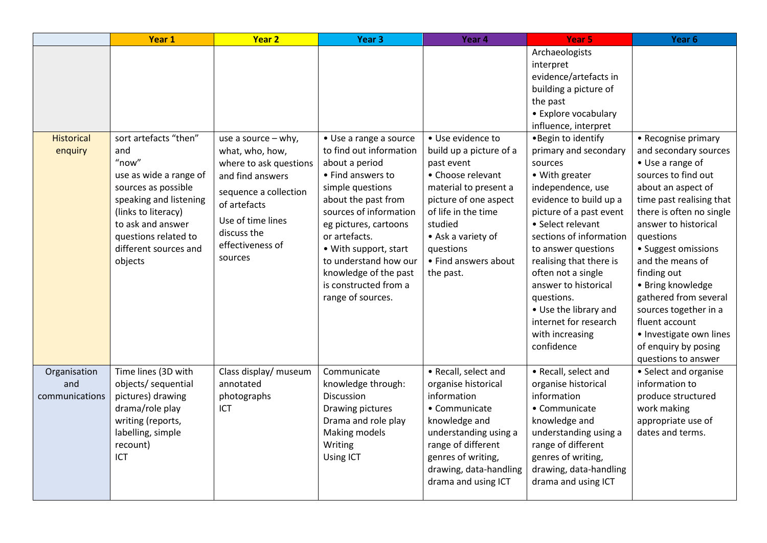| | Year 1 | Year 2 | Year 3 | Year 4 | Year 5 | Year 6 |
|---|---|---|---|---|---|---|
| | | | | | Archaeologists interpret evidence/artefacts in building a picture of the past<br>• Explore vocabulary influence, interpret | |
| Historical enquiry | sort artefacts "then" and "now"<br>use as wide a range of sources as possible<br>speaking and listening (links to literacy)<br>to ask and answer questions related to different sources and objects | use a source – why, what, who, how, where to ask questions and find answers<br>sequence a collection of artefacts<br>Use of time lines<br>discuss the effectiveness of sources | • Use a range a source to find out information about a period<br>• Find answers to simple questions about the past from sources of information eg pictures, cartoons or artefacts.<br>• With support, start to understand how our knowledge of the past is constructed from a range of sources. | • Use evidence to build up a picture of a past event<br>• Choose relevant material to present a picture of one aspect of life in the time studied<br>• Ask a variety of questions<br>• Find answers about the past. | •Begin to identify primary and secondary sources<br>• With greater independence, use evidence to build up a picture of a past event<br>• Select relevant sections of information to answer questions realising that there is often not a single answer to historical questions.<br>• Use the library and internet for research with increasing confidence | • Recognise primary and secondary sources<br>• Use a range of sources to find out about an aspect of time past realising that there is often no single answer to historical questions<br>• Suggest omissions and the means of finding out<br>• Bring knowledge gathered from several sources together in a fluent account<br>• Investigate own lines of enquiry by posing questions to answer |
| Organisation and communications | Time lines (3D with objects/ sequential pictures) drawing<br>drama/role play<br>writing (reports, labelling, simple recount)<br>ICT | Class display/ museum<br>annotated photographs<br>ICT | Communicate knowledge through:<br>Discussion<br>Drawing pictures<br>Drama and role play<br>Making models<br>Writing<br>Using ICT | • Recall, select and organise historical information<br>• Communicate knowledge and understanding using a range of different genres of writing, drawing, data-handling drama and using ICT | • Recall, select and organise historical information<br>• Communicate knowledge and understanding using a range of different genres of writing, drawing, data-handling drama and using ICT | • Select and organise information to produce structured work making appropriate use of dates and terms. |